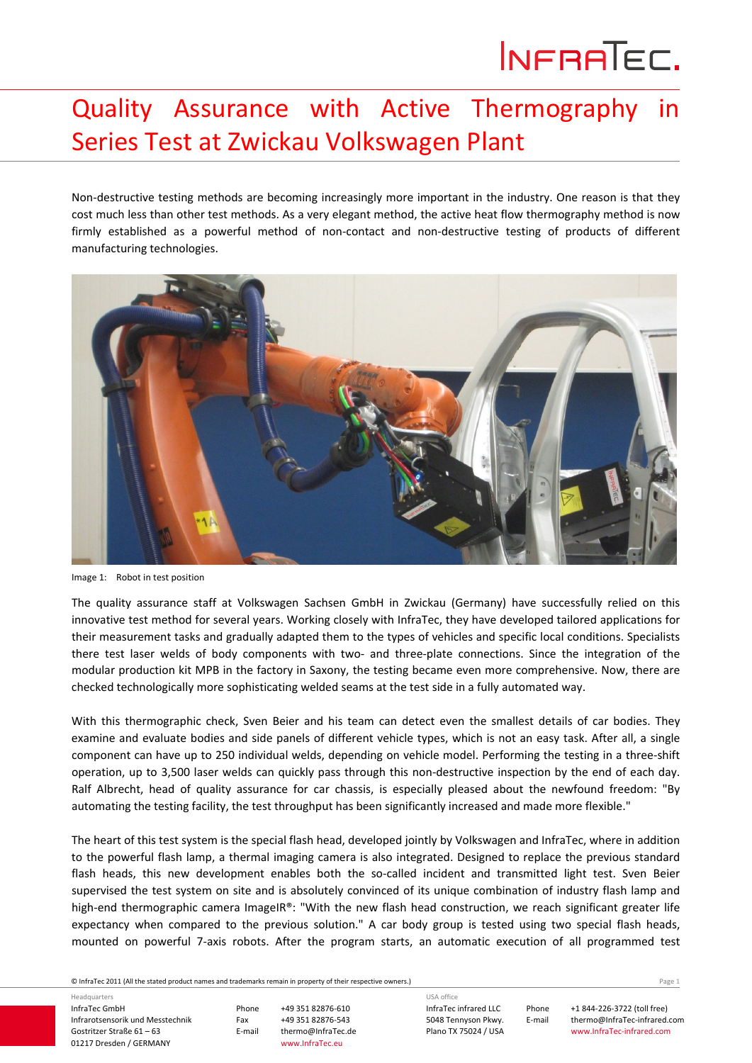# Quality Assurance with Active Thermography in Series Test at Zwickau Volkswagen Plant

Non-destructive testing methods are becoming increasingly more important in the industry. One reason is that they cost much less than other test methods. As a very elegant method, the active heat flow thermography method is now firmly established as a powerful method of non-contact and non-destructive testing of products of different manufacturing technologies.

Image 1: Robot in test position

The quality assurance staff at Volkswagen Sachsen GmbH in Zwickau (Germany) have successfully relied on this innovative test method for several years. Working closely with InfraTec, they have developed tailored applications for their measurement tasks and gradually adapted them to the types of vehicles and specific local conditions. Specialists there test laser welds of body components with two- and three-plate connections. Since the integration of the modular production kit MPB in the factory in Saxony, the testing became even more comprehensive. Now, there are checked technologically more sophisticated welded seams at the test side in a fully automated way.

With this thermographic check, Sven Beier and his team can detect even the smallest details of car bodies. They examine and evaluate bodies and side panels of different vehicle types, which is not an easy task. After all, a single component can have up to 250 individual welds, depending on vehicle model. Performing the testing in a three-shift operation, up to 3,500 laser welds can quickly pass through this non-destructive inspection by the end of each day. Ralf Albrecht, head of quality assurance for car chassis, is especially pleased about the newfound freedom: "By automating the testing facility, the test throughput has been significantly increased and made more flexible."

The heart of this test system is the special flash head, developed jointly by Volkswagen and InfraTec, where in addition to the powerful flash lamp, a thermal imaging camera is also integrated. Designed to replace the previous standard flash heads, this new development enables both the so-called incident and transmitted light test. Sven Beier supervised the test system on site and is absolutely convinced of its unique combination of industry flash lamp and high-end thermographic camera ImageIR®: "With the new flash head construction, we reach significant greater life expectancy when compared to the previous solution." A car body group is tested using two special flash heads, mounted on powerful 7-axis robots. After the program starts, an automatic execution of all programmed test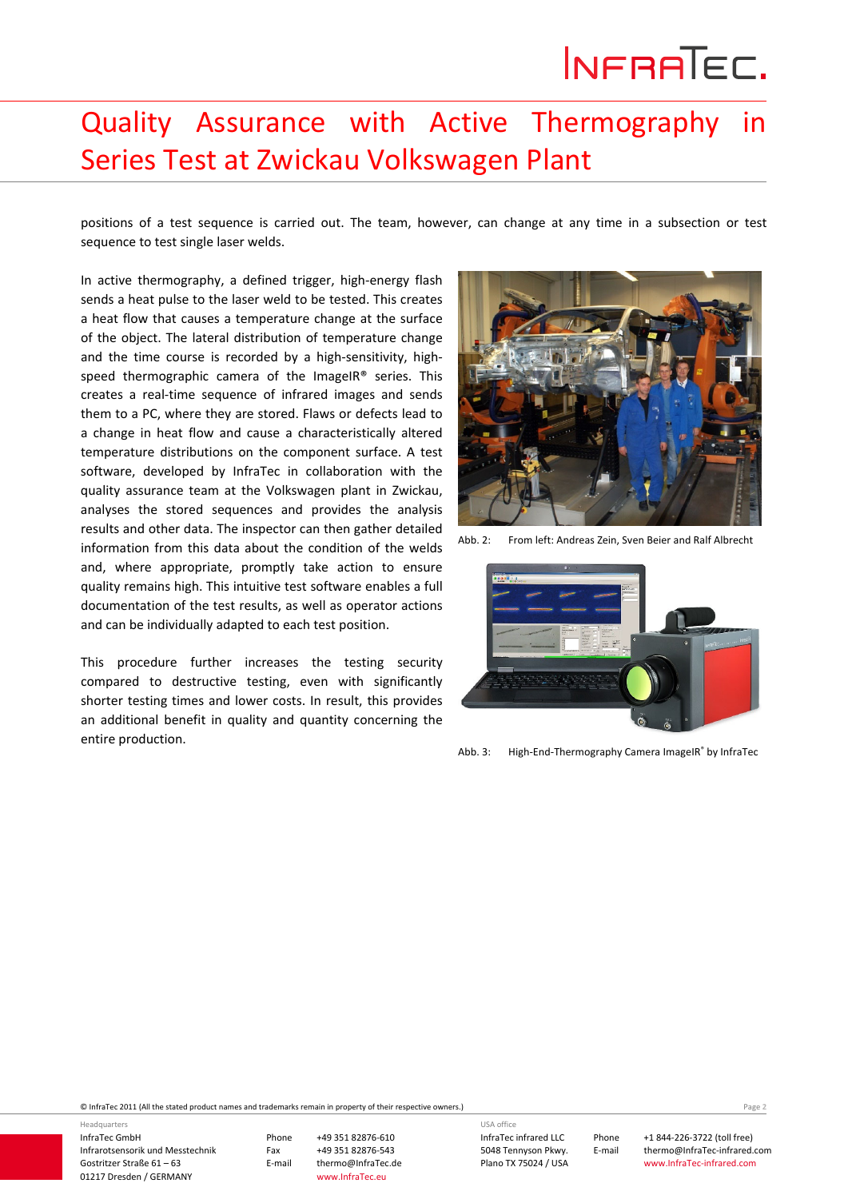positions of a test sequence is carried out. The team, however, can change at any time in a subsection or test sequence to test single laser welds.

In active thermography, a defined trigger, high-energy flash sends a heat pulse to the laser weld to be tested. This creates a heat flow that causes a temperature change at the surface of the object. The lateral distribution of temperature change and the time course is recorded by a high-sensitivity, high-speed thermographic camera of the ImageIR® series. This creates a real-time sequence of infrared images and sends them to a PC, where they are stored. Flaws or defects lead to a change in heat flow and cause a characteristically altered temperature distributions on the component surface. A test software, developed by InfraTec in collaboration with the quality assurance team at the Volkswagen plant in Zwickau, analyses the stored sequences and provides the analysis results and other data. The inspector can then gather detailed information from this data about the condition of the welds and, where appropriate, promptly take action to ensure quality remains high. This intuitive test software enables a full documentation of the test results, as well as operator actions and can be individually adapted to each test position.

This procedure further increases the testing security compared to destructive testing, even with significantly shorter testing times and lower costs. In result, this provides an additional benefit in quality and quantity concerning the entire production.

Abb. 2: From left: Andreas Zein, Sven Beier and Ralf Albrecht

Abb. 3: High-End-Thermography Camera ImageIR® by InfraTec

© InfraTec 2011 (All the stated product names and trademarks remain in property of their respective owners.)

Headquarters
InfraTec GmbH
Infrarotsensorik und Messtechnik
Gostritzer Straße 61 – 63
01217 Dresden / GERMANY

Phone +49 351 82876-610
Fax +49 351 82876-543
E-mail thermo@InfraTec.de
www.InfraTec.eu

USA office
InfraTec infrared LLC
5048 Tennyson Pkwy.
Plano TX 75024 / USA

Phone +1 844-226-3722 (toll free)
E-mail thermo@InfraTec-infrared.com
www.InfraTec-infrared.com